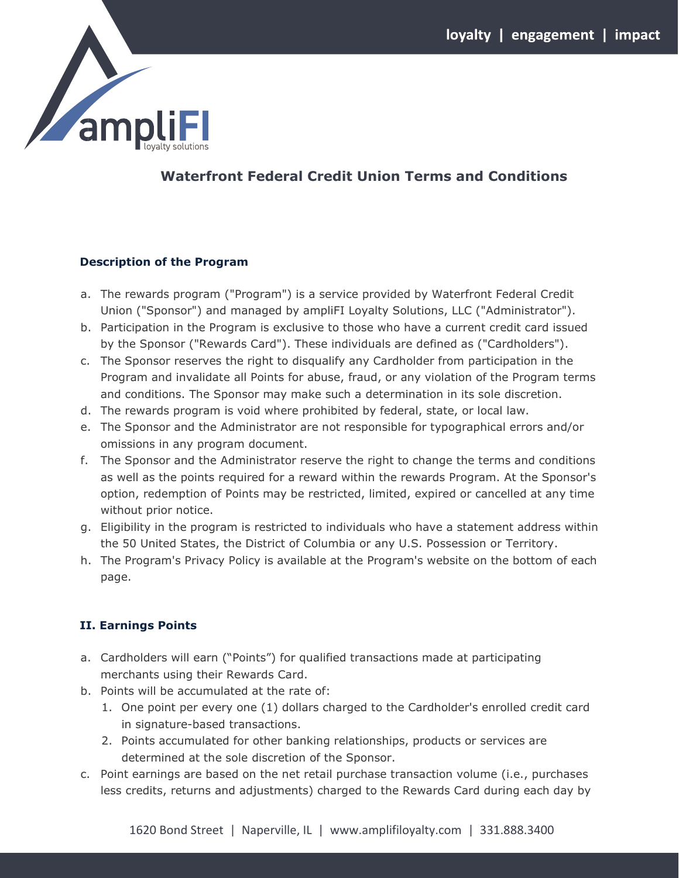# Waterfront Federal Credit Union Terms and Conditions

## Description of the Program

a. The rewards program ("Program") is a service provided by Waterfront Federal Credit Union ("Sponsor") and managed by ampliFI Loyalty Solutions, LLC ("Administrator").
b. Participation in the Program is exclusive to those who have a current credit card issued by the Sponsor ("Rewards Card"). These individuals are defined as ("Cardholders").
c. The Sponsor reserves the right to disqualify any Cardholder from participation in the Program and invalidate all Points for abuse, fraud, or any violation of the Program terms and conditions. The Sponsor may make such a determination in its sole discretion.
d. The rewards program is void where prohibited by federal, state, or local law.
e. The Sponsor and the Administrator are not responsible for typographical errors and/or omissions in any program document.
f. The Sponsor and the Administrator reserve the right to change the terms and conditions as well as the points required for a reward within the rewards Program. At the Sponsor's option, redemption of Points may be restricted, limited, expired or cancelled at any time without prior notice.
g. Eligibility in the program is restricted to individuals who have a statement address within the 50 United States, the District of Columbia or any U.S. Possession or Territory.
h. The Program's Privacy Policy is available at the Program's website on the bottom of each page.

## II. Earnings Points

a. Cardholders will earn ("Points") for qualified transactions made at participating merchants using their Rewards Card.
b. Points will be accumulated at the rate of:
   1. One point per every one (1) dollars charged to the Cardholder's enrolled credit card in signature-based transactions.
   2. Points accumulated for other banking relationships, products or services are determined at the sole discretion of the Sponsor.
c. Point earnings are based on the net retail purchase transaction volume (i.e., purchases less credits, returns and adjustments) charged to the Rewards Card during each day by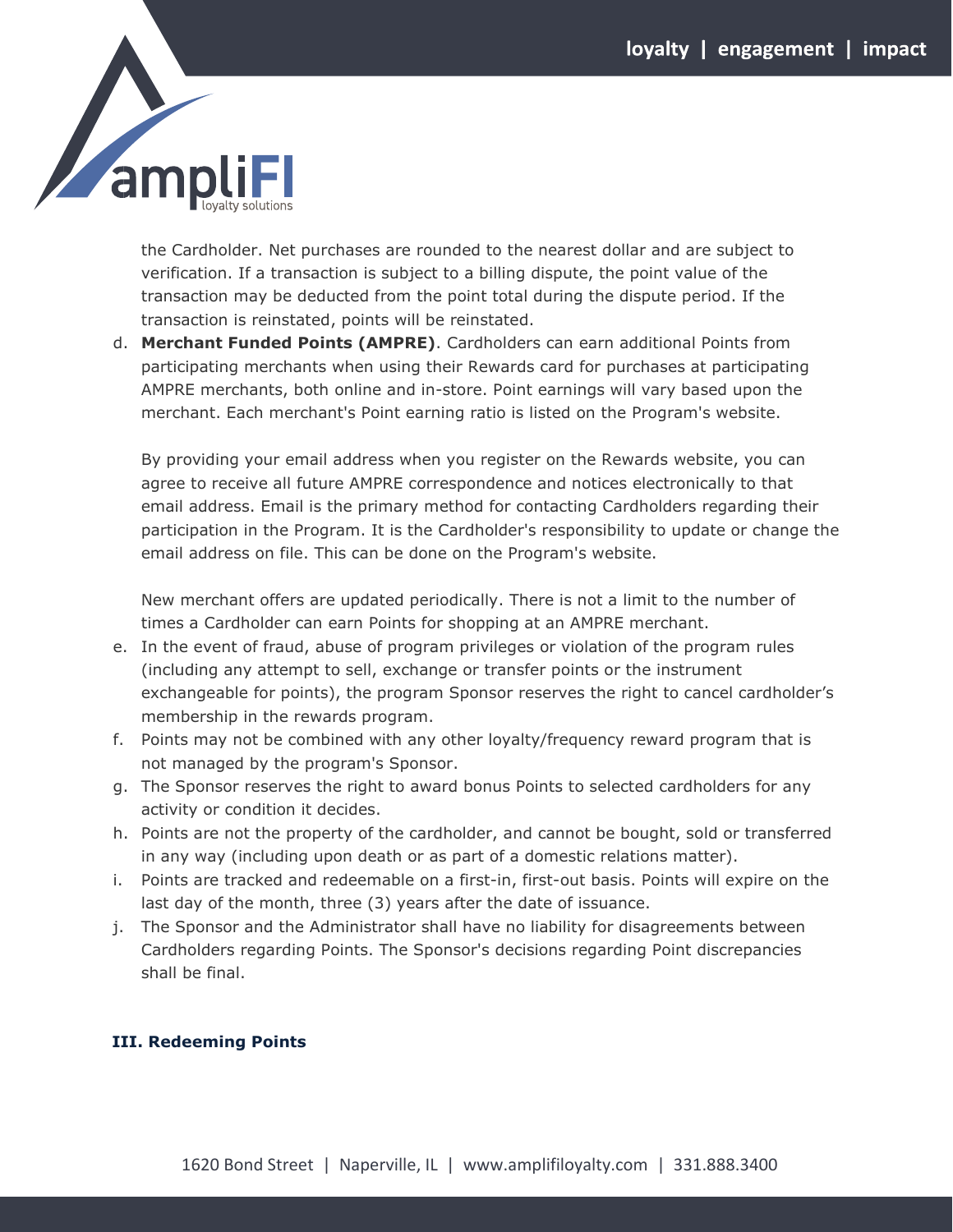the Cardholder. Net purchases are rounded to the nearest dollar and are subject to verification. If a transaction is subject to a billing dispute, the point value of the transaction may be deducted from the point total during the dispute period. If the transaction is reinstated, points will be reinstated.

d. **Merchant Funded Points (AMPRE)**. Cardholders can earn additional Points from participating merchants when using their Rewards card for purchases at participating AMPRE merchants, both online and in-store. Point earnings will vary based upon the merchant. Each merchant's Point earning ratio is listed on the Program's website.

   By providing your email address when you register on the Rewards website, you can agree to receive all future AMPRE correspondence and notices electronically to that email address. Email is the primary method for contacting Cardholders regarding their participation in the Program. It is the Cardholder's responsibility to update or change the email address on file. This can be done on the Program's website.

   New merchant offers are updated periodically. There is not a limit to the number of times a Cardholder can earn Points for shopping at an AMPRE merchant.

e. In the event of fraud, abuse of program privileges or violation of the program rules (including any attempt to sell, exchange or transfer points or the instrument exchangeable for points), the program Sponsor reserves the right to cancel cardholder's membership in the rewards program.

f. Points may not be combined with any other loyalty/frequency reward program that is not managed by the program's Sponsor.

g. The Sponsor reserves the right to award bonus Points to selected cardholders for any activity or condition it decides.

h. Points are not the property of the cardholder, and cannot be bought, sold or transferred in any way (including upon death or as part of a domestic relations matter).

i. Points are tracked and redeemable on a first-in, first-out basis. Points will expire on the last day of the month, three (3) years after the date of issuance.

j. The Sponsor and the Administrator shall have no liability for disagreements between Cardholders regarding Points. The Sponsor's decisions regarding Point discrepancies shall be final.

### III. Redeeming Points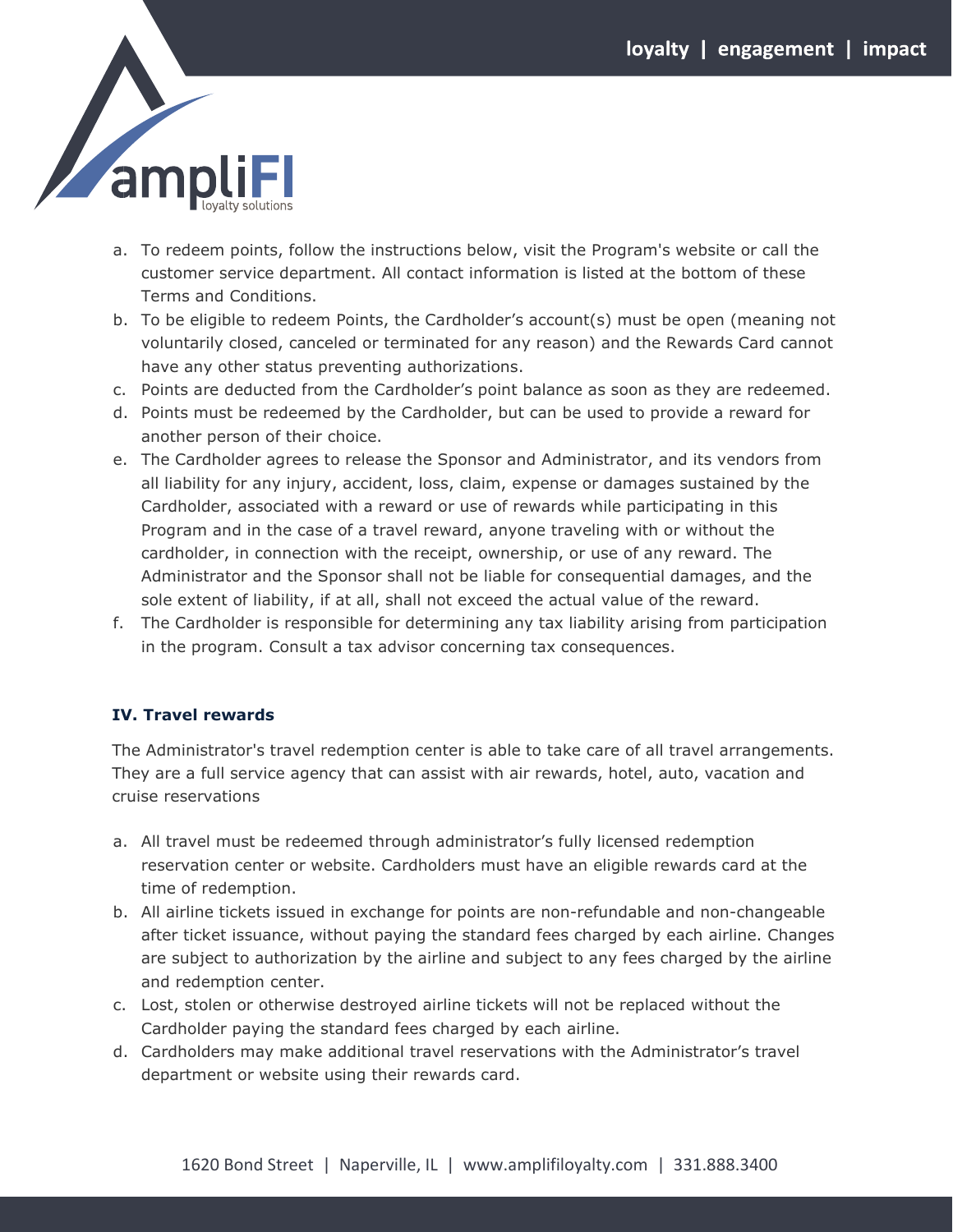a. To redeem points, follow the instructions below, visit the Program's website or call the customer service department. All contact information is listed at the bottom of these Terms and Conditions.
b. To be eligible to redeem Points, the Cardholder's account(s) must be open (meaning not voluntarily closed, canceled or terminated for any reason) and the Rewards Card cannot have any other status preventing authorizations.
c. Points are deducted from the Cardholder's point balance as soon as they are redeemed.
d. Points must be redeemed by the Cardholder, but can be used to provide a reward for another person of their choice.
e. The Cardholder agrees to release the Sponsor and Administrator, and its vendors from all liability for any injury, accident, loss, claim, expense or damages sustained by the Cardholder, associated with a reward or use of rewards while participating in this Program and in the case of a travel reward, anyone traveling with or without the cardholder, in connection with the receipt, ownership, or use of any reward. The Administrator and the Sponsor shall not be liable for consequential damages, and the sole extent of liability, if at all, shall not exceed the actual value of the reward.
f. The Cardholder is responsible for determining any tax liability arising from participation in the program. Consult a tax advisor concerning tax consequences.

### IV. Travel rewards

The Administrator's travel redemption center is able to take care of all travel arrangements. They are a full service agency that can assist with air rewards, hotel, auto, vacation and cruise reservations

a. All travel must be redeemed through administrator's fully licensed redemption reservation center or website. Cardholders must have an eligible rewards card at the time of redemption.
b. All airline tickets issued in exchange for points are non-refundable and non-changeable after ticket issuance, without paying the standard fees charged by each airline. Changes are subject to authorization by the airline and subject to any fees charged by the airline and redemption center.
c. Lost, stolen or otherwise destroyed airline tickets will not be replaced without the Cardholder paying the standard fees charged by each airline.
d. Cardholders may make additional travel reservations with the Administrator's travel department or website using their rewards card.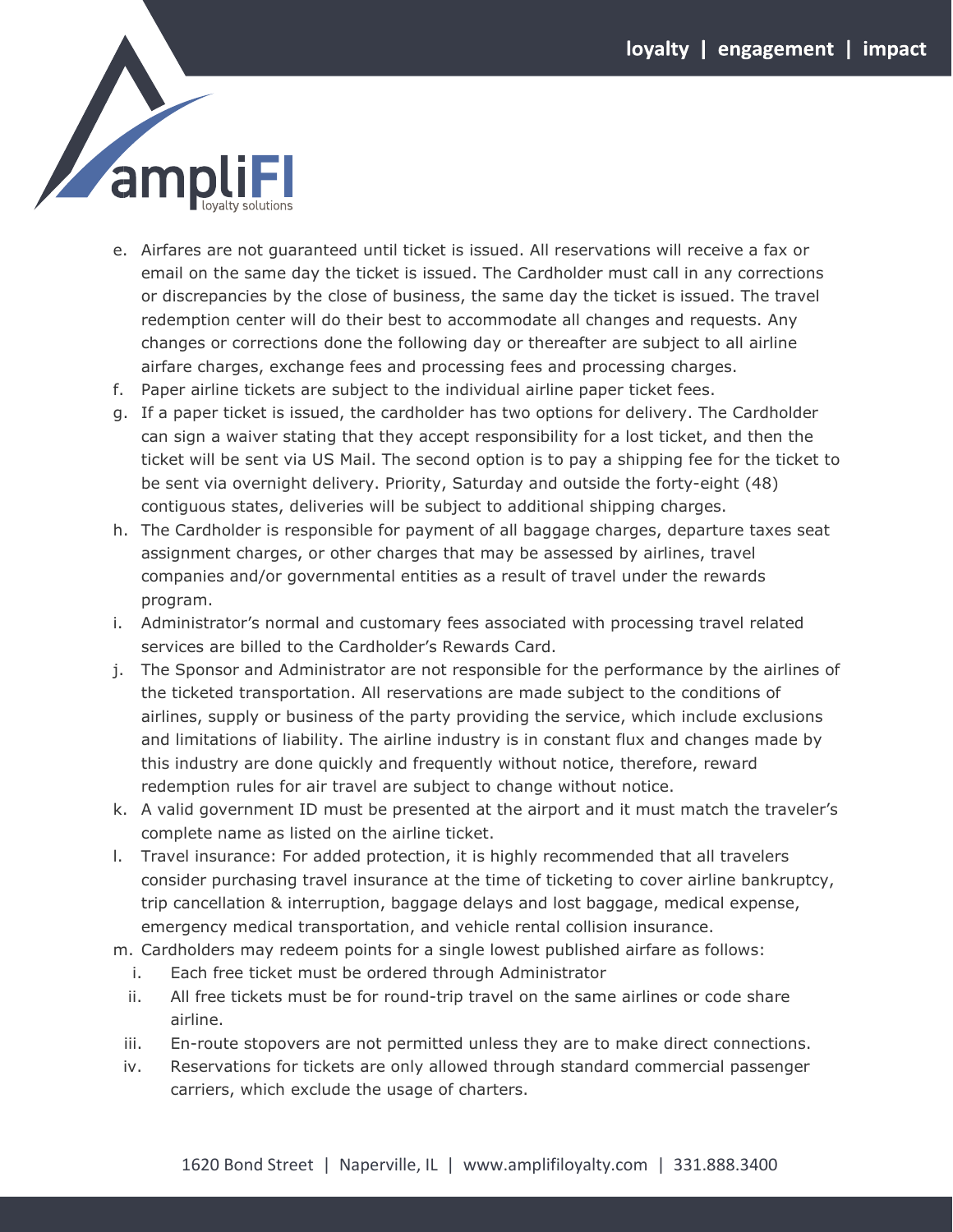e. Airfares are not guaranteed until ticket is issued. All reservations will receive a fax or email on the same day the ticket is issued. The Cardholder must call in any corrections or discrepancies by the close of business, the same day the ticket is issued. The travel redemption center will do their best to accommodate all changes and requests. Any changes or corrections done the following day or thereafter are subject to all airline airfare charges, exchange fees and processing fees and processing charges.

f. Paper airline tickets are subject to the individual airline paper ticket fees.

g. If a paper ticket is issued, the cardholder has two options for delivery. The Cardholder can sign a waiver stating that they accept responsibility for a lost ticket, and then the ticket will be sent via US Mail. The second option is to pay a shipping fee for the ticket to be sent via overnight delivery. Priority, Saturday and outside the forty-eight (48) contiguous states, deliveries will be subject to additional shipping charges.

h. The Cardholder is responsible for payment of all baggage charges, departure taxes seat assignment charges, or other charges that may be assessed by airlines, travel companies and/or governmental entities as a result of travel under the rewards program.

i. Administrator's normal and customary fees associated with processing travel related services are billed to the Cardholder's Rewards Card.

j. The Sponsor and Administrator are not responsible for the performance by the airlines of the ticketed transportation. All reservations are made subject to the conditions of airlines, supply or business of the party providing the service, which include exclusions and limitations of liability. The airline industry is in constant flux and changes made by this industry are done quickly and frequently without notice, therefore, reward redemption rules for air travel are subject to change without notice.

k. A valid government ID must be presented at the airport and it must match the traveler's complete name as listed on the airline ticket.

l. Travel insurance: For added protection, it is highly recommended that all travelers consider purchasing travel insurance at the time of ticketing to cover airline bankruptcy, trip cancellation & interruption, baggage delays and lost baggage, medical expense, emergency medical transportation, and vehicle rental collision insurance.

m. Cardholders may redeem points for a single lowest published airfare as follows:

   i. Each free ticket must be ordered through Administrator

   ii. All free tickets must be for round-trip travel on the same airlines or code share airline.

   iii. En-route stopovers are not permitted unless they are to make direct connections.

   iv. Reservations for tickets are only allowed through standard commercial passenger carriers, which exclude the usage of charters.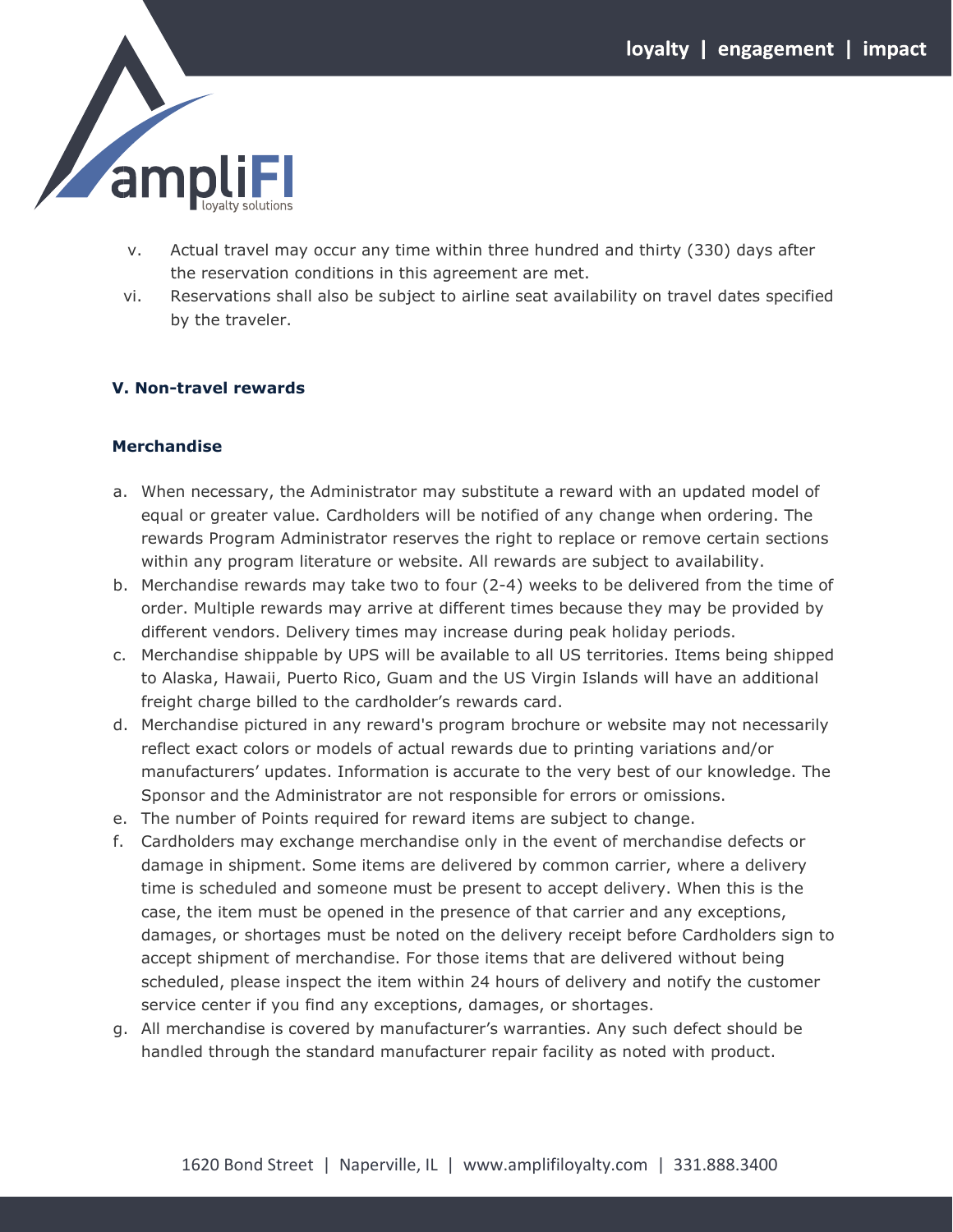v. Actual travel may occur any time within three hundred and thirty (330) days after the reservation conditions in this agreement are met.

vi. Reservations shall also be subject to airline seat availability on travel dates specified by the traveler.

### V. Non-travel rewards

#### Merchandise

a. When necessary, the Administrator may substitute a reward with an updated model of equal or greater value. Cardholders will be notified of any change when ordering. The rewards Program Administrator reserves the right to replace or remove certain sections within any program literature or website. All rewards are subject to availability.

b. Merchandise rewards may take two to four (2-4) weeks to be delivered from the time of order. Multiple rewards may arrive at different times because they may be provided by different vendors. Delivery times may increase during peak holiday periods.

c. Merchandise shippable by UPS will be available to all US territories. Items being shipped to Alaska, Hawaii, Puerto Rico, Guam and the US Virgin Islands will have an additional freight charge billed to the cardholder's rewards card.

d. Merchandise pictured in any reward's program brochure or website may not necessarily reflect exact colors or models of actual rewards due to printing variations and/or manufacturers' updates. Information is accurate to the very best of our knowledge. The Sponsor and the Administrator are not responsible for errors or omissions.

e. The number of Points required for reward items are subject to change.

f. Cardholders may exchange merchandise only in the event of merchandise defects or damage in shipment. Some items are delivered by common carrier, where a delivery time is scheduled and someone must be present to accept delivery. When this is the case, the item must be opened in the presence of that carrier and any exceptions, damages, or shortages must be noted on the delivery receipt before Cardholders sign to accept shipment of merchandise. For those items that are delivered without being scheduled, please inspect the item within 24 hours of delivery and notify the customer service center if you find any exceptions, damages, or shortages.

g. All merchandise is covered by manufacturer's warranties. Any such defect should be handled through the standard manufacturer repair facility as noted with product.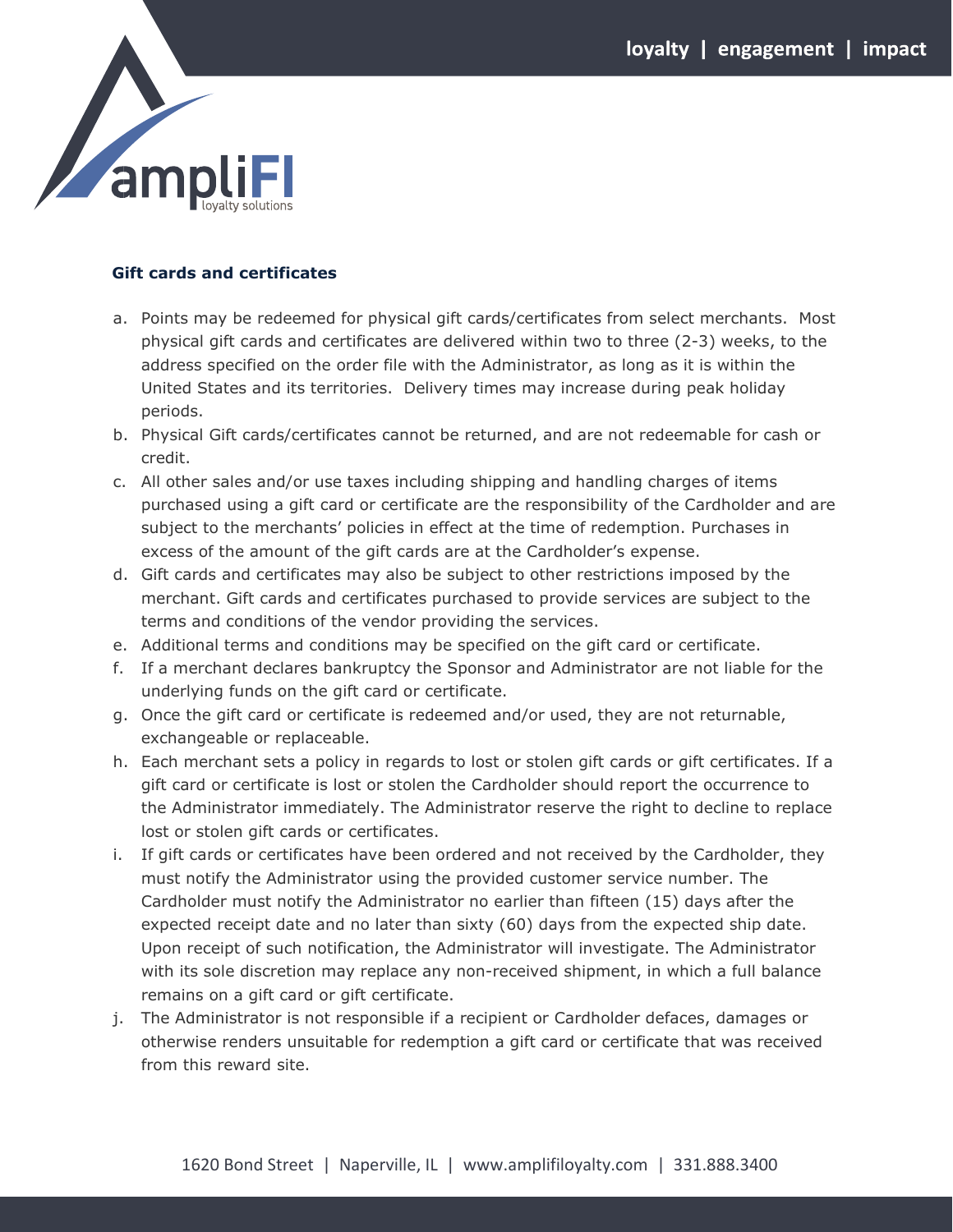## Gift cards and certificates

a. Points may be redeemed for physical gift cards/certificates from select merchants. Most physical gift cards and certificates are delivered within two to three (2-3) weeks, to the address specified on the order file with the Administrator, as long as it is within the United States and its territories. Delivery times may increase during peak holiday periods.
b. Physical Gift cards/certificates cannot be returned, and are not redeemable for cash or credit.
c. All other sales and/or use taxes including shipping and handling charges of items purchased using a gift card or certificate are the responsibility of the Cardholder and are subject to the merchants' policies in effect at the time of redemption. Purchases in excess of the amount of the gift cards are at the Cardholder's expense.
d. Gift cards and certificates may also be subject to other restrictions imposed by the merchant. Gift cards and certificates purchased to provide services are subject to the terms and conditions of the vendor providing the services.
e. Additional terms and conditions may be specified on the gift card or certificate.
f. If a merchant declares bankruptcy the Sponsor and Administrator are not liable for the underlying funds on the gift card or certificate.
g. Once the gift card or certificate is redeemed and/or used, they are not returnable, exchangeable or replaceable.
h. Each merchant sets a policy in regards to lost or stolen gift cards or gift certificates. If a gift card or certificate is lost or stolen the Cardholder should report the occurrence to the Administrator immediately. The Administrator reserve the right to decline to replace lost or stolen gift cards or certificates.
i. If gift cards or certificates have been ordered and not received by the Cardholder, they must notify the Administrator using the provided customer service number. The Cardholder must notify the Administrator no earlier than fifteen (15) days after the expected receipt date and no later than sixty (60) days from the expected ship date. Upon receipt of such notification, the Administrator will investigate. The Administrator with its sole discretion may replace any non-received shipment, in which a full balance remains on a gift card or gift certificate.
j. The Administrator is not responsible if a recipient or Cardholder defaces, damages or otherwise renders unsuitable for redemption a gift card or certificate that was received from this reward site.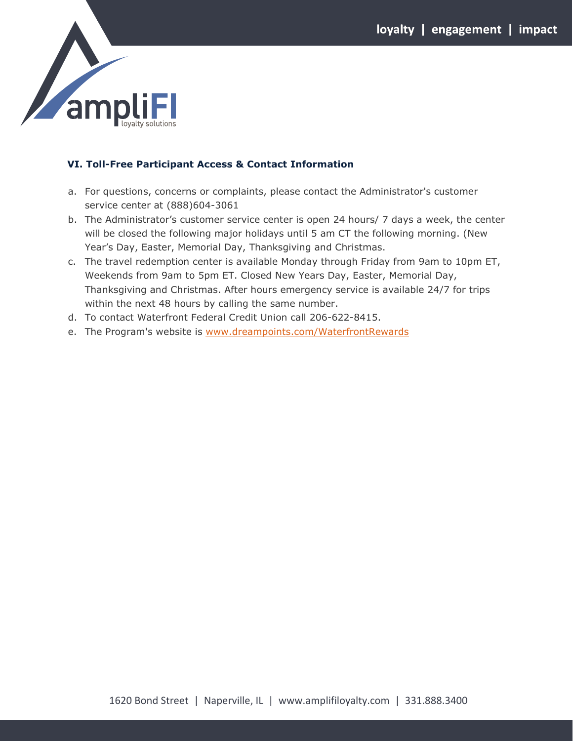### VI. Toll-Free Participant Access & Contact Information

a. For questions, concerns or complaints, please contact the Administrator's customer service center at (888)604-3061

b. The Administrator's customer service center is open 24 hours/ 7 days a week, the center will be closed the following major holidays until 5 am CT the following morning. (New Year's Day, Easter, Memorial Day, Thanksgiving and Christmas.

c. The travel redemption center is available Monday through Friday from 9am to 10pm ET, Weekends from 9am to 5pm ET. Closed New Years Day, Easter, Memorial Day, Thanksgiving and Christmas. After hours emergency service is available 24/7 for trips within the next 48 hours by calling the same number.

d. To contact Waterfront Federal Credit Union call 206-622-8415.

e. The Program's website is [www.dreampoints.com/WaterfrontRewards](www.dreampoints.com/WaterfrontRewards)